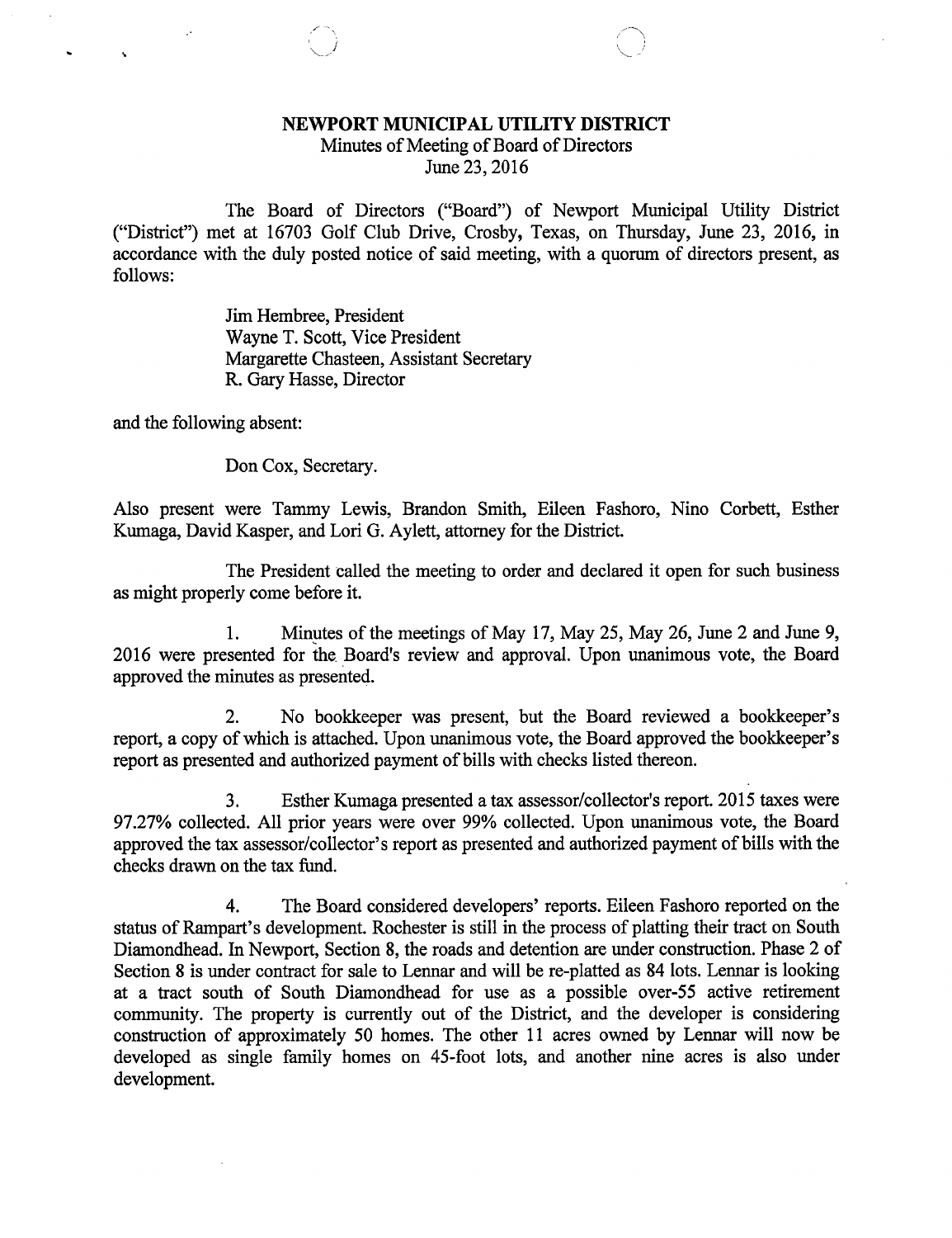# NEWPORT MUNICIPAL UTILITY DISTRICT

Minutes of Meeting of Board of Directors
June 23, 2016

The Board of Directors ("Board") of Newport Municipal Utility District ("District") met at 16703 Golf Club Drive, Crosby, Texas, on Thursday, June 23, 2016, in accordance with the duly posted notice of said meeting, with a quorum of directors present, as follows:

Jim Hembree, President
Wayne T. Scott, Vice President
Margarette Chasteen, Assistant Secretary
R. Gary Hasse, Director

and the following absent:

Don Cox, Secretary.

Also present were Tammy Lewis, Brandon Smith, Eileen Fashoro, Nino Corbett, Esther Kumaga, David Kasper, and Lori G. Aylett, attorney for the District.

The President called the meeting to order and declared it open for such business as might properly come before it.

1. Minutes of the meetings of May 17, May 25, May 26, June 2 and June 9, 2016 were presented for the Board's review and approval. Upon unanimous vote, the Board approved the minutes as presented.

2. No bookkeeper was present, but the Board reviewed a bookkeeper's report, a copy of which is attached. Upon unanimous vote, the Board approved the bookkeeper's report as presented and authorized payment of bills with checks listed thereon.

3. Esther Kumaga presented a tax assessor/collector's report. 2015 taxes were 97.27% collected. All prior years were over 99% collected. Upon unanimous vote, the Board approved the tax assessor/collector's report as presented and authorized payment of bills with the checks drawn on the tax fund.

4. The Board considered developers' reports. Eileen Fashoro reported on the status of Rampart's development. Rochester is still in the process of platting their tract on South Diamondhead. In Newport, Section 8, the roads and detention are under construction. Phase 2 of Section 8 is under contract for sale to Lennar and will be re-platted as 84 lots. Lennar is looking at a tract south of South Diamondhead for use as a possible over-55 active retirement community. The property is currently out of the District, and the developer is considering construction of approximately 50 homes. The other 11 acres owned by Lennar will now be developed as single family homes on 45-foot lots, and another nine acres is also under development.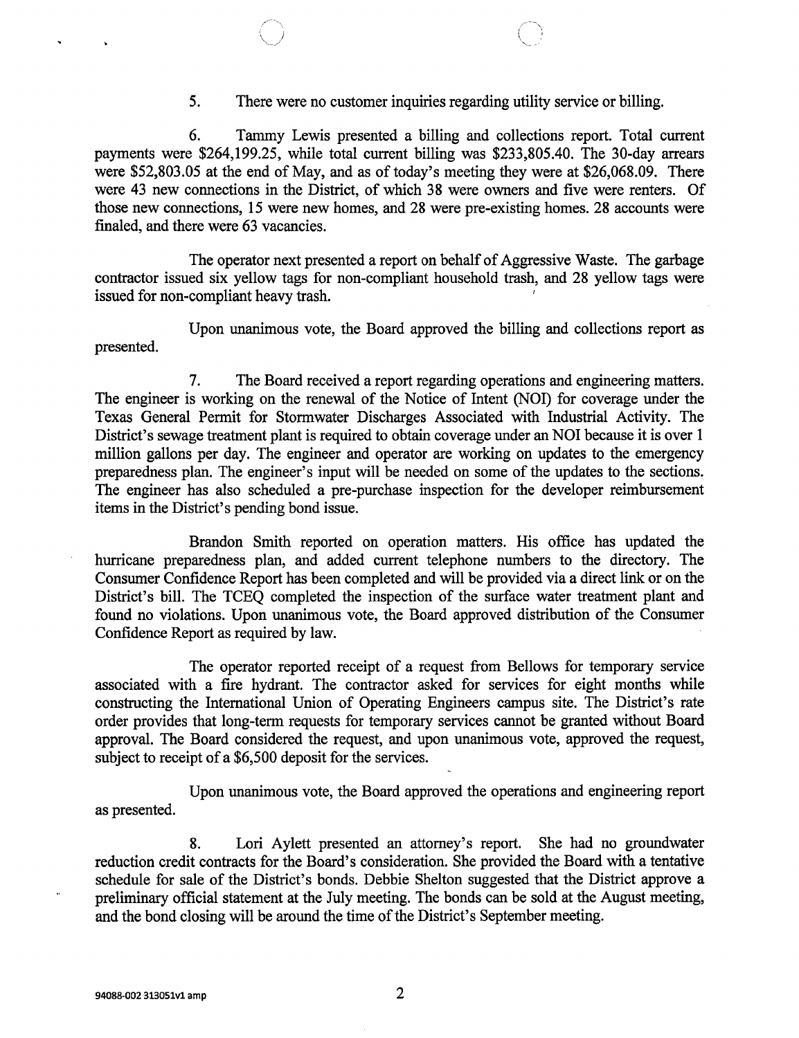5. There were no customer inquiries regarding utility service or billing.

6. Tammy Lewis presented a billing and collections report. Total current payments were $264,199.25, while total current billing was $233,805.40. The 30-day arrears were $52,803.05 at the end of May, and as of today's meeting they were at $26,068.09. There were 43 new connections in the District, of which 38 were owners and five were renters. Of those new connections, 15 were new homes, and 28 were pre-existing homes. 28 accounts were finaled, and there were 63 vacancies.

The operator next presented a report on behalf of Aggressive Waste. The garbage contractor issued six yellow tags for non-compliant household trash, and 28 yellow tags were issued for non-compliant heavy trash.

Upon unanimous vote, the Board approved the billing and collections report as presented.

7. The Board received a report regarding operations and engineering matters. The engineer is working on the renewal of the Notice of Intent (NOI) for coverage under the Texas General Permit for Stormwater Discharges Associated with Industrial Activity. The District's sewage treatment plant is required to obtain coverage under an NOI because it is over 1 million gallons per day. The engineer and operator are working on updates to the emergency preparedness plan. The engineer's input will be needed on some of the updates to the sections. The engineer has also scheduled a pre-purchase inspection for the developer reimbursement items in the District's pending bond issue.

Brandon Smith reported on operation matters. His office has updated the hurricane preparedness plan, and added current telephone numbers to the directory. The Consumer Confidence Report has been completed and will be provided via a direct link or on the District's bill. The TCEQ completed the inspection of the surface water treatment plant and found no violations. Upon unanimous vote, the Board approved distribution of the Consumer Confidence Report as required by law.

The operator reported receipt of a request from Bellows for temporary service associated with a fire hydrant. The contractor asked for services for eight months while constructing the International Union of Operating Engineers campus site. The District's rate order provides that long-term requests for temporary services cannot be granted without Board approval. The Board considered the request, and upon unanimous vote, approved the request, subject to receipt of a $6,500 deposit for the services.

Upon unanimous vote, the Board approved the operations and engineering report as presented.

8. Lori Aylett presented an attorney's report. She had no groundwater reduction credit contracts for the Board's consideration. She provided the Board with a tentative schedule for sale of the District's bonds. Debbie Shelton suggested that the District approve a preliminary official statement at the July meeting. The bonds can be sold at the August meeting, and the bond closing will be around the time of the District's September meeting.

94088-002 313051v1 amp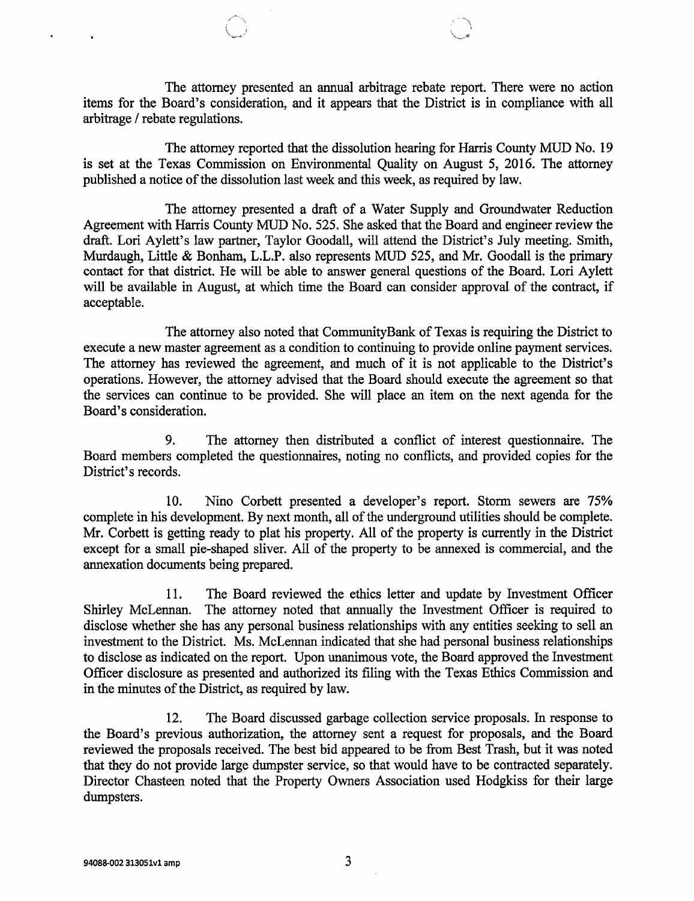The attorney presented an annual arbitrage rebate report. There were no action items for the Board's consideration, and it appears that the District is in compliance with all arbitrage / rebate regulations.

The attorney reported that the dissolution hearing for Harris County MUD No. 19 is set at the Texas Commission on Environmental Quality on August 5, 2016. The attorney published a notice of the dissolution last week and this week, as required by law.

The attorney presented a draft of a Water Supply and Groundwater Reduction Agreement with Harris County MUD No. 525. She asked that the Board and engineer review the draft. Lori Aylett's law partner, Taylor Goodall, will attend the District's July meeting. Smith, Murdaugh, Little & Bonham, L.L.P. also represents MUD 525, and Mr. Goodall is the primary contact for that district. He will be able to answer general questions of the Board. Lori Aylett will be available in August, at which time the Board can consider approval of the contract, if acceptable.

The attorney also noted that CommunityBank of Texas is requiring the District to execute a new master agreement as a condition to continuing to provide online payment services. The attorney has reviewed the agreement, and much of it is not applicable to the District's operations. However, the attorney advised that the Board should execute the agreement so that the services can continue to be provided. She will place an item on the next agenda for the Board's consideration.

9. The attorney then distributed a conflict of interest questionnaire. The Board members completed the questionnaires, noting no conflicts, and provided copies for the District's records.

10. Nino Corbett presented a developer's report. Storm sewers are 75% complete in his development. By next month, all of the underground utilities should be complete. Mr. Corbett is getting ready to plat his property. All of the property is currently in the District except for a small pie-shaped sliver. All of the property to be annexed is commercial, and the annexation documents being prepared.

11. The Board reviewed the ethics letter and update by Investment Officer Shirley McLennan. The attorney noted that annually the Investment Officer is required to disclose whether she has any personal business relationships with any entities seeking to sell an investment to the District. Ms. McLennan indicated that she had personal business relationships to disclose as indicated on the report. Upon unanimous vote, the Board approved the Investment Officer disclosure as presented and authorized its filing with the Texas Ethics Commission and in the minutes of the District, as required by law.

12. The Board discussed garbage collection service proposals. In response to the Board's previous authorization, the attorney sent a request for proposals, and the Board reviewed the proposals received. The best bid appeared to be from Best Trash, but it was noted that they do not provide large dumpster service, so that would have to be contracted separately. Director Chasteen noted that the Property Owners Association used Hodgkiss for their large dumpsters.

94088-002 313051v1 amp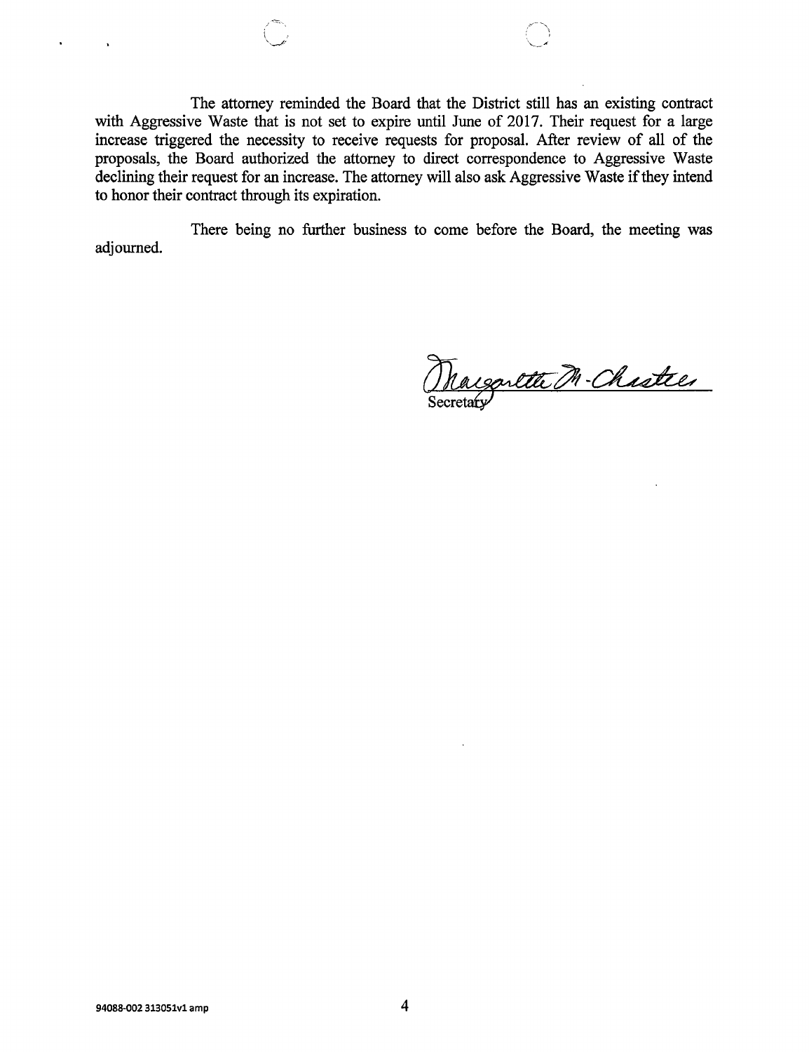The attorney reminded the Board that the District still has an existing contract with Aggressive Waste that is not set to expire until June of 2017. Their request for a large increase triggered the necessity to receive requests for proposal. After review of all of the proposals, the Board authorized the attorney to direct correspondence to Aggressive Waste declining their request for an increase. The attorney will also ask Aggressive Waste if they intend to honor their contract through its expiration.

There being no further business to come before the Board, the meeting was adjourned.

Margarette M. Chester
Secretary

94088-002 313051v1 amp